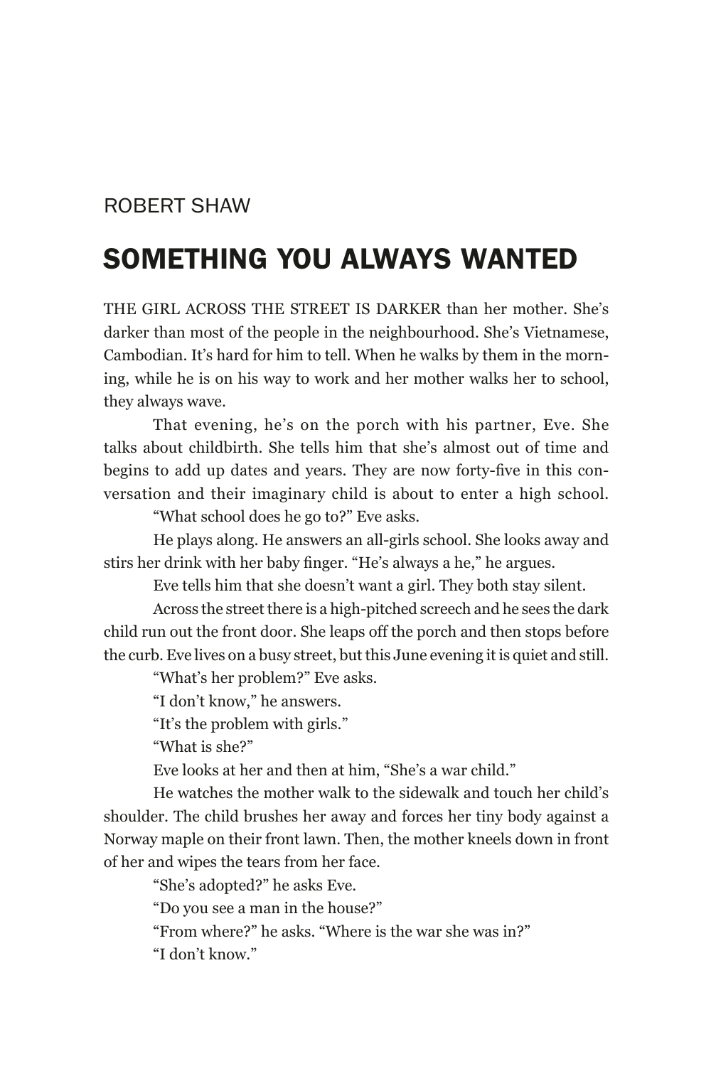ROBERT SHAW

# SOMETHING YOU ALWAYS WANTED

THE GIRL ACROSS THE STREET IS DARKER than her mother. She's darker than most of the people in the neighbourhood. She's Vietnamese, Cambodian. It's hard for him to tell. When he walks by them in the morning, while he is on his way to work and her mother walks her to school, they always wave.

That evening, he's on the porch with his partner, Eve. She talks about childbirth. She tells him that she's almost out of time and begins to add up dates and years. They are now forty-five in this conversation and their imaginary child is about to enter a high school.

"What school does he go to?" Eve asks.

He plays along. He answers an all-girls school. She looks away and stirs her drink with her baby finger. "He's always a he," he argues.

Eve tells him that she doesn't want a girl. They both stay silent.

Across the street there is a high-pitched screech and he sees the dark child run out the front door. She leaps off the porch and then stops before the curb. Eve lives on a busy street, but this June evening it is quiet and still.

"What's her problem?" Eve asks.

"I don't know," he answers.

"It's the problem with girls."

"What is she?"

Eve looks at her and then at him, "She's a war child."

He watches the mother walk to the sidewalk and touch her child's shoulder. The child brushes her away and forces her tiny body against a Norway maple on their front lawn. Then, the mother kneels down in front of her and wipes the tears from her face.

"She's adopted?" he asks Eve.

"Do you see a man in the house?"

"From where?" he asks. "Where is the war she was in?"

"I don't know."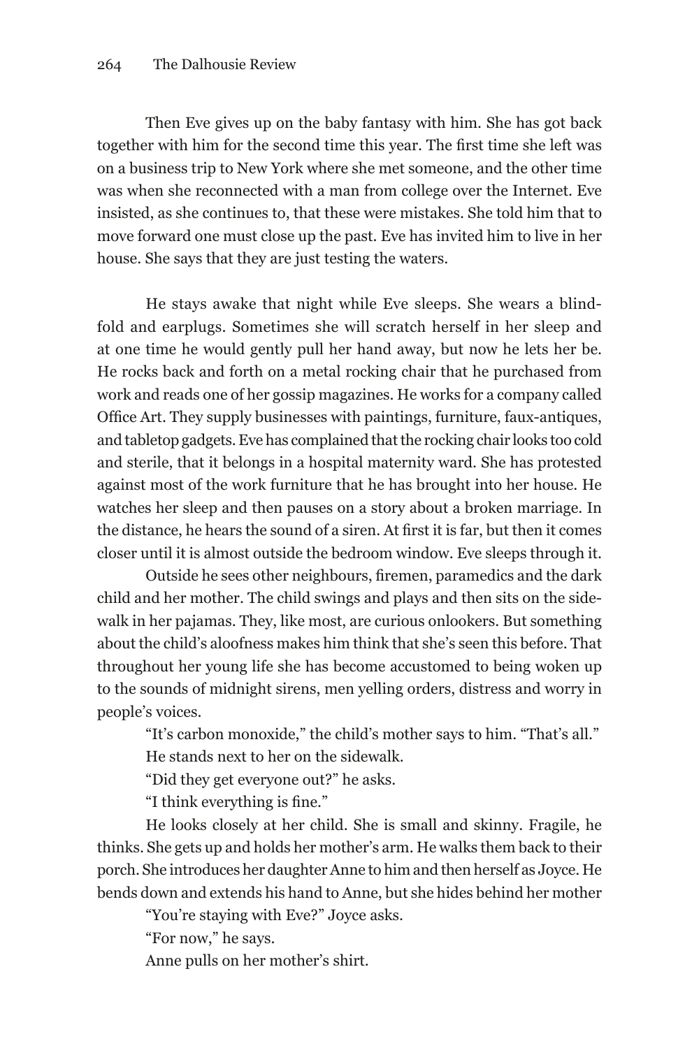Then Eve gives up on the baby fantasy with him. She has got back together with him for the second time this year. The first time she left was on a business trip to New York where she met someone, and the other time was when she reconnected with a man from college over the Internet. Eve insisted, as she continues to, that these were mistakes. She told him that to move forward one must close up the past. Eve has invited him to live in her house. She says that they are just testing the waters.

He stays awake that night while Eve sleeps. She wears a blindfold and earplugs. Sometimes she will scratch herself in her sleep and at one time he would gently pull her hand away, but now he lets her be. He rocks back and forth on a metal rocking chair that he purchased from work and reads one of her gossip magazines. He works for a company called Office Art. They supply businesses with paintings, furniture, faux-antiques, and tabletop gadgets. Eve has complained that the rocking chair looks too cold and sterile, that it belongs in a hospital maternity ward. She has protested against most of the work furniture that he has brought into her house. He watches her sleep and then pauses on a story about a broken marriage. In the distance, he hears the sound of a siren. At first it is far, but then it comes closer until it is almost outside the bedroom window. Eve sleeps through it.

Outside he sees other neighbours, firemen, paramedics and the dark child and her mother. The child swings and plays and then sits on the sidewalk in her pajamas. They, like most, are curious onlookers. But something about the child's aloofness makes him think that she's seen this before. That throughout her young life she has become accustomed to being woken up to the sounds of midnight sirens, men yelling orders, distress and worry in people's voices.

"It's carbon monoxide," the child's mother says to him. "That's all."

He stands next to her on the sidewalk.

"Did they get everyone out?" he asks.

"I think everything is fine."

He looks closely at her child. She is small and skinny. Fragile, he thinks. She gets up and holds her mother's arm. He walks them back to their porch. She introduces her daughter Anne to him and then herself as Joyce. He bends down and extends his hand to Anne, but she hides behind her mother

"You're staying with Eve?" Joyce asks.

"For now," he says.

Anne pulls on her mother's shirt.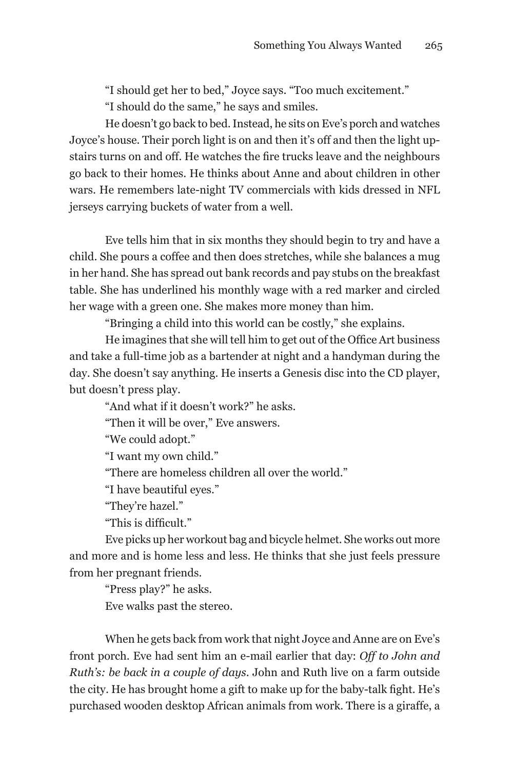"I should get her to bed," Joyce says. "Too much excitement."

"I should do the same," he says and smiles.

He doesn't go back to bed. Instead, he sits on Eve's porch and watches Joyce's house. Their porch light is on and then it's off and then the light upstairs turns on and off. He watches the fire trucks leave and the neighbours go back to their homes. He thinks about Anne and about children in other wars. He remembers late-night TV commercials with kids dressed in NFL jerseys carrying buckets of water from a well.

Eve tells him that in six months they should begin to try and have a child. She pours a coffee and then does stretches, while she balances a mug in her hand. She has spread out bank records and pay stubs on the breakfast table. She has underlined his monthly wage with a red marker and circled her wage with a green one. She makes more money than him.

"Bringing a child into this world can be costly," she explains.

He imagines that she will tell him to get out of the Office Art business and take a full-time job as a bartender at night and a handyman during the day. She doesn't say anything. He inserts a Genesis disc into the CD player, but doesn't press play.

"And what if it doesn't work?" he asks.

"Then it will be over," Eve answers.

"We could adopt."

"I want my own child."

"There are homeless children all over the world."

"I have beautiful eyes."

"They're hazel."

"This is difficult."

Eve picks up her workout bag and bicycle helmet. She works out more and more and is home less and less. He thinks that she just feels pressure from her pregnant friends.

"Press play?" he asks.

Eve walks past the stereo.

When he gets back from work that night Joyce and Anne are on Eve's front porch. Eve had sent him an e-mail earlier that day: *Off to John and Ruth's: be back in a couple of days*. John and Ruth live on a farm outside the city. He has brought home a gift to make up for the baby-talk fight. He's purchased wooden desktop African animals from work. There is a giraffe, a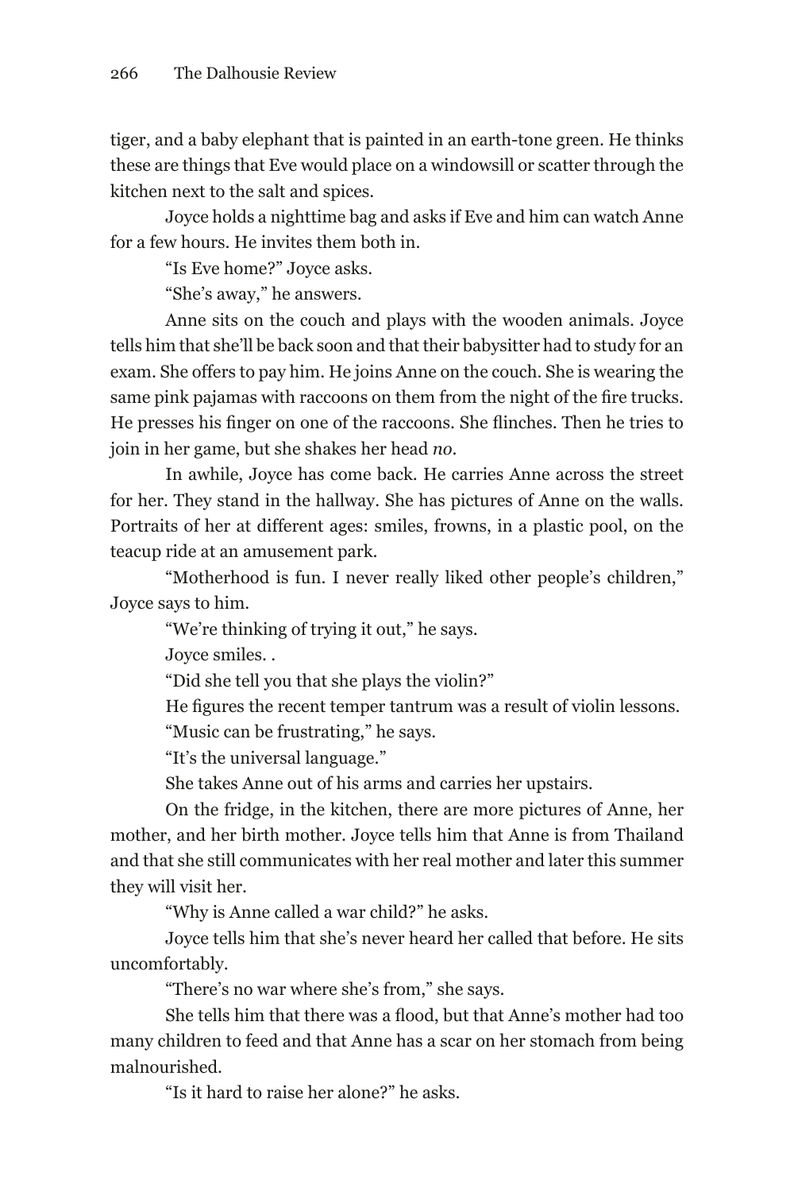tiger, and a baby elephant that is painted in an earth-tone green. He thinks these are things that Eve would place on a windowsill or scatter through the kitchen next to the salt and spices.

Joyce holds a nighttime bag and asks if Eve and him can watch Anne for a few hours. He invites them both in.

"Is Eve home?" Joyce asks.

"She's away," he answers.

Anne sits on the couch and plays with the wooden animals. Joyce tells him that she'll be back soon and that their babysitter had to study for an exam. She offers to pay him. He joins Anne on the couch. She is wearing the same pink pajamas with raccoons on them from the night of the fire trucks. He presses his finger on one of the raccoons. She flinches. Then he tries to join in her game, but she shakes her head *no*.

In awhile, Joyce has come back. He carries Anne across the street for her. They stand in the hallway. She has pictures of Anne on the walls. Portraits of her at different ages: smiles, frowns, in a plastic pool, on the teacup ride at an amusement park.

"Motherhood is fun. I never really liked other people's children," Joyce says to him.

"We're thinking of trying it out," he says.

Joyce smiles. .

"Did she tell you that she plays the violin?"

He figures the recent temper tantrum was a result of violin lessons.

"Music can be frustrating," he says.

"It's the universal language."

She takes Anne out of his arms and carries her upstairs.

On the fridge, in the kitchen, there are more pictures of Anne, her mother, and her birth mother. Joyce tells him that Anne is from Thailand and that she still communicates with her real mother and later this summer they will visit her.

"Why is Anne called a war child?" he asks.

Joyce tells him that she's never heard her called that before. He sits uncomfortably.

"There's no war where she's from," she says.

She tells him that there was a flood, but that Anne's mother had too many children to feed and that Anne has a scar on her stomach from being malnourished.

"Is it hard to raise her alone?" he asks.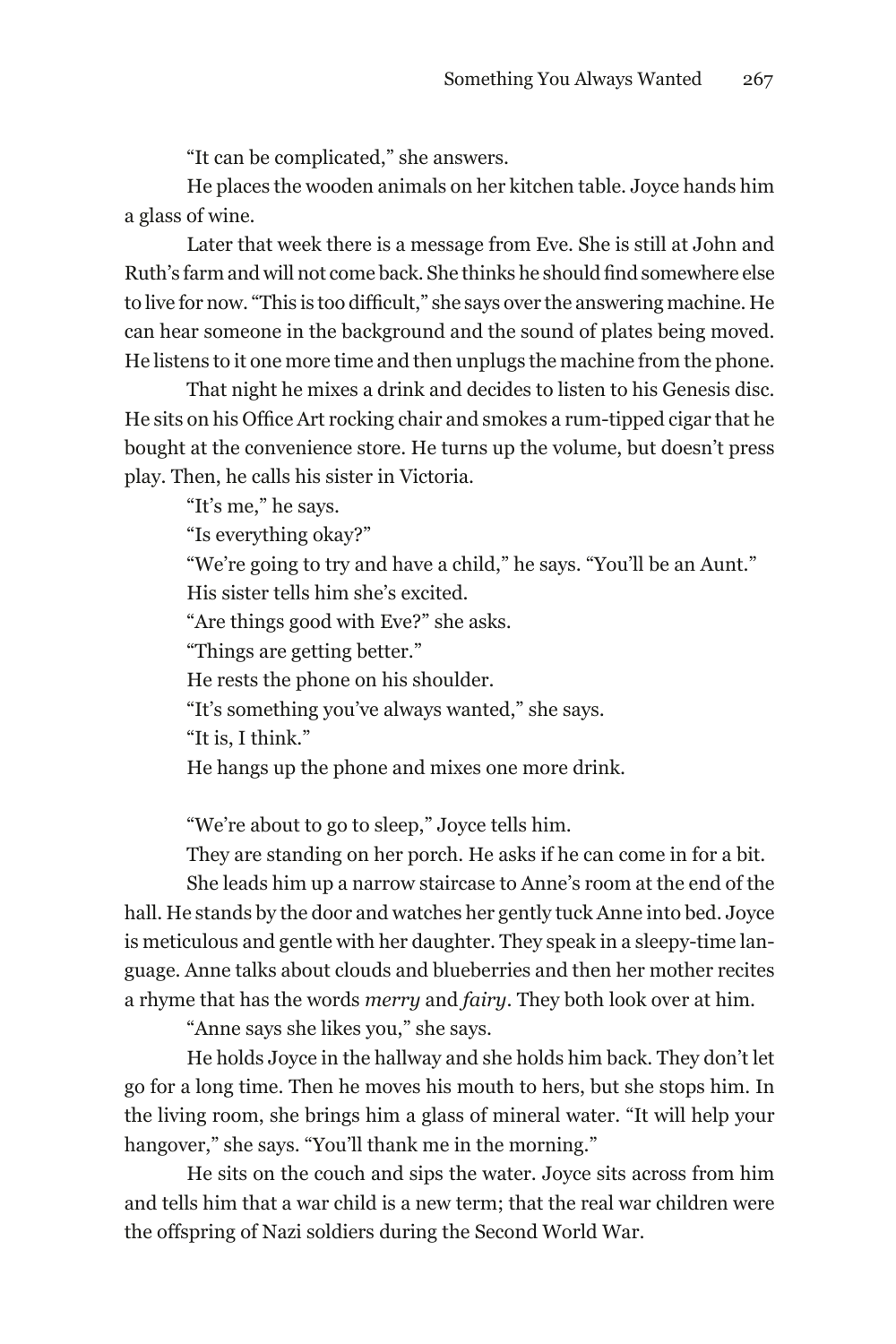"It can be complicated," she answers.

He places the wooden animals on her kitchen table. Joyce hands him a glass of wine.

Later that week there is a message from Eve. She is still at John and Ruth's farm and will not come back. She thinks he should find somewhere else to live for now. "This is too difficult," she says over the answering machine. He can hear someone in the background and the sound of plates being moved. He listens to it one more time and then unplugs the machine from the phone.

That night he mixes a drink and decides to listen to his Genesis disc. He sits on his Office Art rocking chair and smokes a rum-tipped cigar that he bought at the convenience store. He turns up the volume, but doesn't press play. Then, he calls his sister in Victoria.

"It's me," he says.

"Is everything okay?"

"We're going to try and have a child," he says. "You'll be an Aunt."

His sister tells him she's excited.

"Are things good with Eve?" she asks.

"Things are getting better."

He rests the phone on his shoulder.

"It's something you've always wanted," she says.

"It is, I think."

He hangs up the phone and mixes one more drink.

"We're about to go to sleep," Joyce tells him.

They are standing on her porch. He asks if he can come in for a bit.

She leads him up a narrow staircase to Anne's room at the end of the hall. He stands by the door and watches her gently tuck Anne into bed. Joyce is meticulous and gentle with her daughter. They speak in a sleepy-time language. Anne talks about clouds and blueberries and then her mother recites a rhyme that has the words *merry* and *fairy*. They both look over at him.

"Anne says she likes you," she says.

He holds Joyce in the hallway and she holds him back. They don't let go for a long time. Then he moves his mouth to hers, but she stops him. In the living room, she brings him a glass of mineral water. "It will help your hangover," she says. "You'll thank me in the morning."

He sits on the couch and sips the water. Joyce sits across from him and tells him that a war child is a new term; that the real war children were the offspring of Nazi soldiers during the Second World War.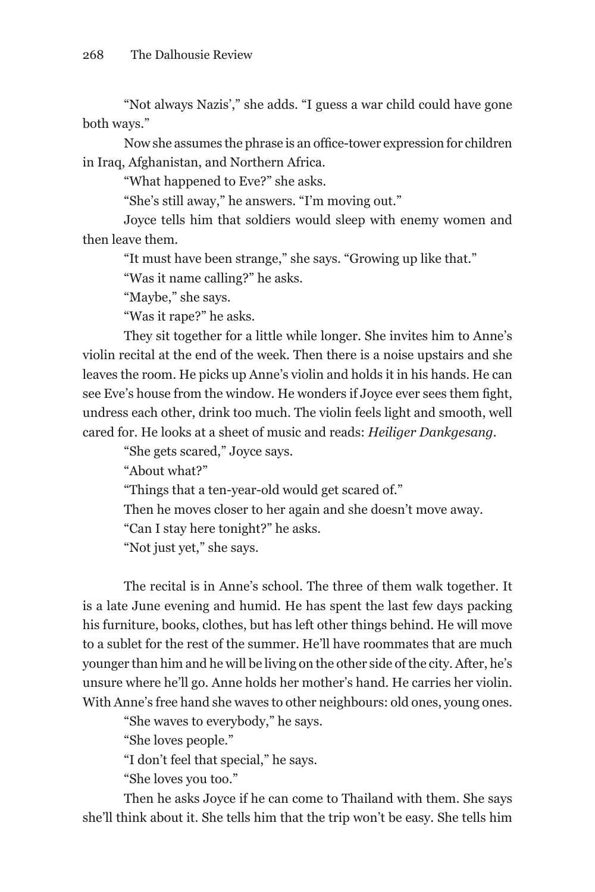"Not always Nazis'," she adds. "I guess a war child could have gone both ways."

Now she assumes the phrase is an office-tower expression for children in Iraq, Afghanistan, and Northern Africa.

"What happened to Eve?" she asks.

"She's still away," he answers. "I'm moving out."

Joyce tells him that soldiers would sleep with enemy women and then leave them.

"It must have been strange," she says. "Growing up like that."

"Was it name calling?" he asks.

"Maybe," she says.

"Was it rape?" he asks.

They sit together for a little while longer. She invites him to Anne's violin recital at the end of the week. Then there is a noise upstairs and she leaves the room. He picks up Anne's violin and holds it in his hands. He can see Eve's house from the window. He wonders if Joyce ever sees them fight, undress each other, drink too much. The violin feels light and smooth, well cared for. He looks at a sheet of music and reads: *Heiliger Dankgesang*.

"She gets scared," Joyce says.

"About what?"

"Things that a ten-year-old would get scared of."

Then he moves closer to her again and she doesn't move away.

"Can I stay here tonight?" he asks.

"Not just yet," she says.

The recital is in Anne's school. The three of them walk together. It is a late June evening and humid. He has spent the last few days packing his furniture, books, clothes, but has left other things behind. He will move to a sublet for the rest of the summer. He'll have roommates that are much younger than him and he will be living on the other side of the city. After, he's unsure where he'll go. Anne holds her mother's hand. He carries her violin. With Anne's free hand she waves to other neighbours: old ones, young ones.

"She waves to everybody," he says.

"She loves people."

"I don't feel that special," he says.

"She loves you too."

Then he asks Joyce if he can come to Thailand with them. She says she'll think about it. She tells him that the trip won't be easy. She tells him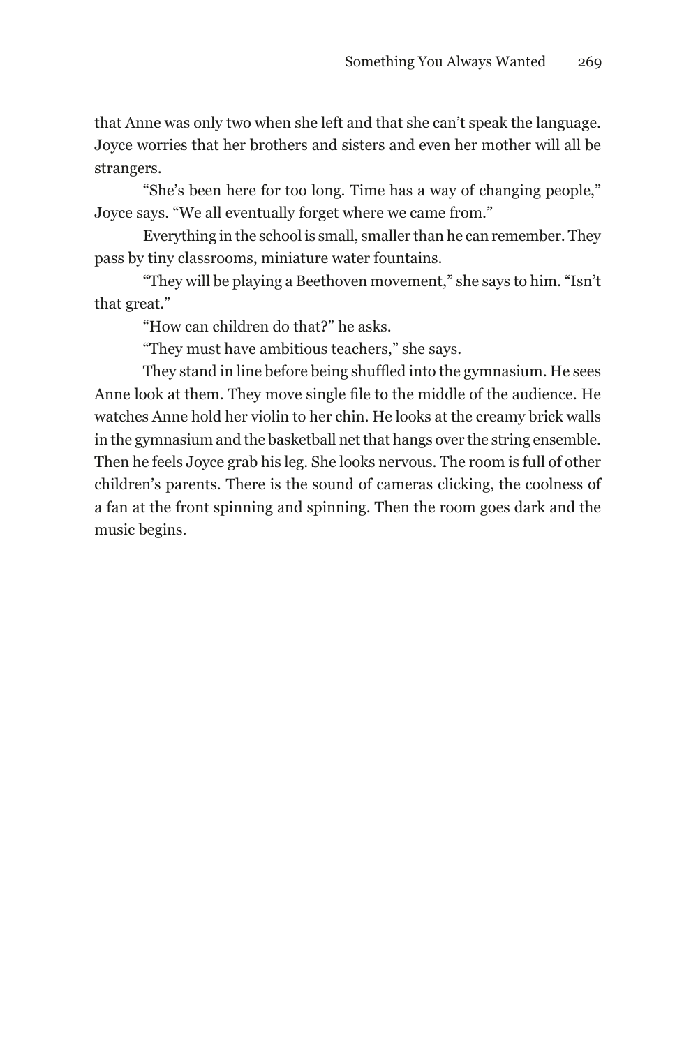that Anne was only two when she left and that she can't speak the language. Joyce worries that her brothers and sisters and even her mother will all be strangers.

"She's been here for too long. Time has a way of changing people," Joyce says. "We all eventually forget where we came from."

Everything in the school is small, smaller than he can remember. They pass by tiny classrooms, miniature water fountains.

"They will be playing a Beethoven movement," she says to him. "Isn't that great."

"How can children do that?" he asks.

"They must have ambitious teachers," she says.

They stand in line before being shuffled into the gymnasium. He sees Anne look at them. They move single file to the middle of the audience. He watches Anne hold her violin to her chin. He looks at the creamy brick walls in the gymnasium and the basketball net that hangs over the string ensemble. Then he feels Joyce grab his leg. She looks nervous. The room is full of other children's parents. There is the sound of cameras clicking, the coolness of a fan at the front spinning and spinning. Then the room goes dark and the music begins.